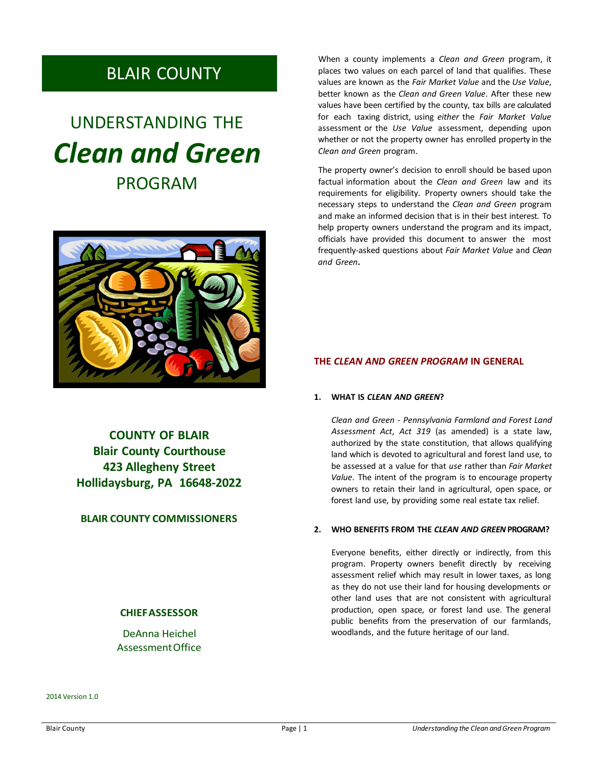# BLAIR COUNTY

# UNDERSTANDING THE *Clean and Green* PROGRAM

**COUNTY OF BLAIR**
**Blair County Courthouse**
**423 Allegheny Street**
**Hollidaysburg, PA 16648-2022**

**BLAIR COUNTY COMMISSIONERS**

**CHIEF ASSESSOR**

DeAnna Heichel
Assessment Office

2014 Version 1.0

When a county implements a *Clean and Green* program, it places two values on each parcel of land that qualifies. These values are known as the *Fair Market Value* and the *Use Value*, better known as the *Clean and Green Value*. After these new values have been certified by the county, tax bills are calculated for each taxing district, using *either* the *Fair Market Value* assessment or the *Use Value* assessment, depending upon whether or not the property owner has enrolled property in the *Clean and Green* program.

The property owner's decision to enroll should be based upon factual information about the *Clean and Green* law and its requirements for eligibility. Property owners should take the necessary steps to understand the *Clean and Green* program and make an informed decision that is in their best interest. To help property owners understand the program and its impact, officials have provided this document to answer the most frequently-asked questions about *Fair Market Value* and *Clean and Green*.

## THE *CLEAN AND GREEN PROGRAM* IN GENERAL

### 1. WHAT IS *CLEAN AND GREEN*?

*Clean and Green - Pennsylvania Farmland and Forest Land Assessment Act*, *Act 319* (as amended) is a state law, authorized by the state constitution, that allows qualifying land which is devoted to agricultural and forest land use, to be assessed at a value for that *use* rather than *Fair Market Value*. The intent of the program is to encourage property owners to retain their land in agricultural, open space, or forest land use, by providing some real estate tax relief.

### 2. WHO BENEFITS FROM THE *CLEAN AND GREEN* PROGRAM?

Everyone benefits, either directly or indirectly, from this program. Property owners benefit directly by receiving assessment relief which may result in lower taxes, as long as they do not use their land for housing developments or other land uses that are not consistent with agricultural production, open space, or forest land use. The general public benefits from the preservation of our farmlands, woodlands, and the future heritage of our land.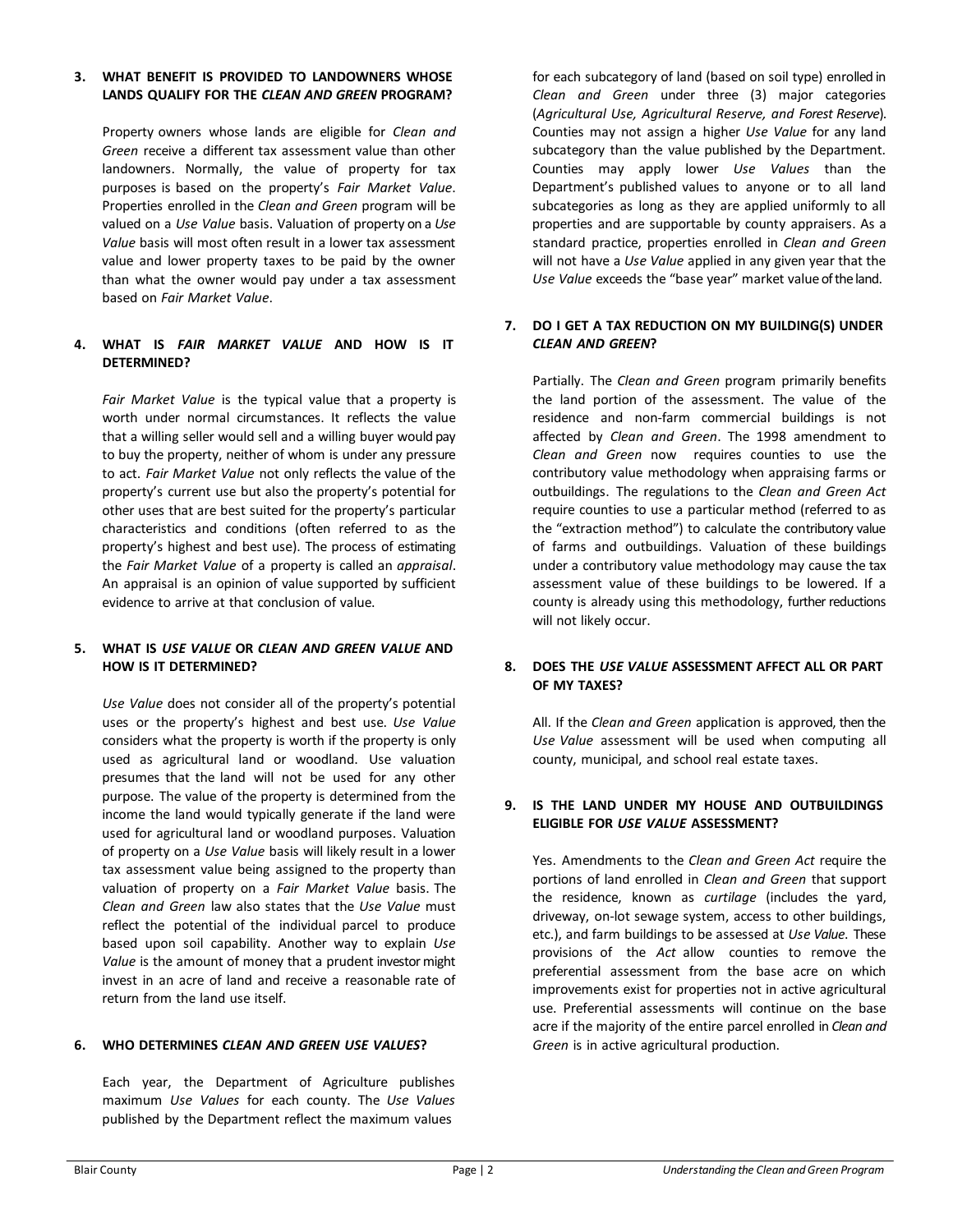### 3. WHAT BENEFIT IS PROVIDED TO LANDOWNERS WHOSE LANDS QUALIFY FOR THE *CLEAN AND GREEN* PROGRAM?

Property owners whose lands are eligible for *Clean and Green* receive a different tax assessment value than other landowners. Normally, the value of property for tax purposes is based on the property's *Fair Market Value*. Properties enrolled in the *Clean and Green* program will be valued on a *Use Value* basis. Valuation of property on a *Use Value* basis will most often result in a lower tax assessment value and lower property taxes to be paid by the owner than what the owner would pay under a tax assessment based on *Fair Market Value*.

### 4. WHAT IS *FAIR MARKET VALUE* AND HOW IS IT DETERMINED?

*Fair Market Value* is the typical value that a property is worth under normal circumstances. It reflects the value that a willing seller would sell and a willing buyer would pay to buy the property, neither of whom is under any pressure to act. *Fair Market Value* not only reflects the value of the property's current use but also the property's potential for other uses that are best suited for the property's particular characteristics and conditions (often referred to as the property's highest and best use). The process of estimating the *Fair Market Value* of a property is called an *appraisal*. An appraisal is an opinion of value supported by sufficient evidence to arrive at that conclusion of value.

### 5. WHAT IS *USE VALUE* OR *CLEAN AND GREEN VALUE* AND HOW IS IT DETERMINED?

*Use Value* does not consider all of the property's potential uses or the property's highest and best use. *Use Value* considers what the property is worth if the property is only used as agricultural land or woodland. Use valuation presumes that the land will not be used for any other purpose. The value of the property is determined from the income the land would typically generate if the land were used for agricultural land or woodland purposes. Valuation of property on a *Use Value* basis will likely result in a lower tax assessment value being assigned to the property than valuation of property on a *Fair Market Value* basis. The *Clean and Green* law also states that the *Use Value* must reflect the potential of the individual parcel to produce based upon soil capability. Another way to explain *Use Value* is the amount of money that a prudent investor might invest in an acre of land and receive a reasonable rate of return from the land use itself.

### 6. WHO DETERMINES *CLEAN AND GREEN USE VALUES*?

Each year, the Department of Agriculture publishes maximum *Use Values* for each county. The *Use Values* published by the Department reflect the maximum values for each subcategory of land (based on soil type) enrolled in *Clean and Green* under three (3) major categories (*Agricultural Use, Agricultural Reserve, and Forest Reserve*). Counties may not assign a higher *Use Value* for any land subcategory than the value published by the Department. Counties may apply lower *Use Values* than the Department's published values to anyone or to all land subcategories as long as they are applied uniformly to all properties and are supportable by county appraisers. As a standard practice, properties enrolled in *Clean and Green* will not have a *Use Value* applied in any given year that the *Use Value* exceeds the "base year" market value of the land.

### 7. DO I GET A TAX REDUCTION ON MY BUILDING(S) UNDER *CLEAN AND GREEN*?

Partially. The *Clean and Green* program primarily benefits the land portion of the assessment. The value of the residence and non-farm commercial buildings is not affected by *Clean and Green*. The 1998 amendment to *Clean and Green* now requires counties to use the contributory value methodology when appraising farms or outbuildings. The regulations to the *Clean and Green Act* require counties to use a particular method (referred to as the "extraction method") to calculate the contributory value of farms and outbuildings. Valuation of these buildings under a contributory value methodology may cause the tax assessment value of these buildings to be lowered. If a county is already using this methodology, further reductions will not likely occur.

### 8. DOES THE *USE VALUE* ASSESSMENT AFFECT ALL OR PART OF MY TAXES?

All. If the *Clean and Green* application is approved, then the *Use Value* assessment will be used when computing all county, municipal, and school real estate taxes.

### 9. IS THE LAND UNDER MY HOUSE AND OUTBUILDINGS ELIGIBLE FOR *USE VALUE* ASSESSMENT?

Yes. Amendments to the *Clean and Green Act* require the portions of land enrolled in *Clean and Green* that support the residence, known as *curtilage* (includes the yard, driveway, on-lot sewage system, access to other buildings, etc.), and farm buildings to be assessed at *Use Value.* These provisions of the *Act* allow counties to remove the preferential assessment from the base acre on which improvements exist for properties not in active agricultural use. Preferential assessments will continue on the base acre if the majority of the entire parcel enrolled in *Clean and Green* is in active agricultural production.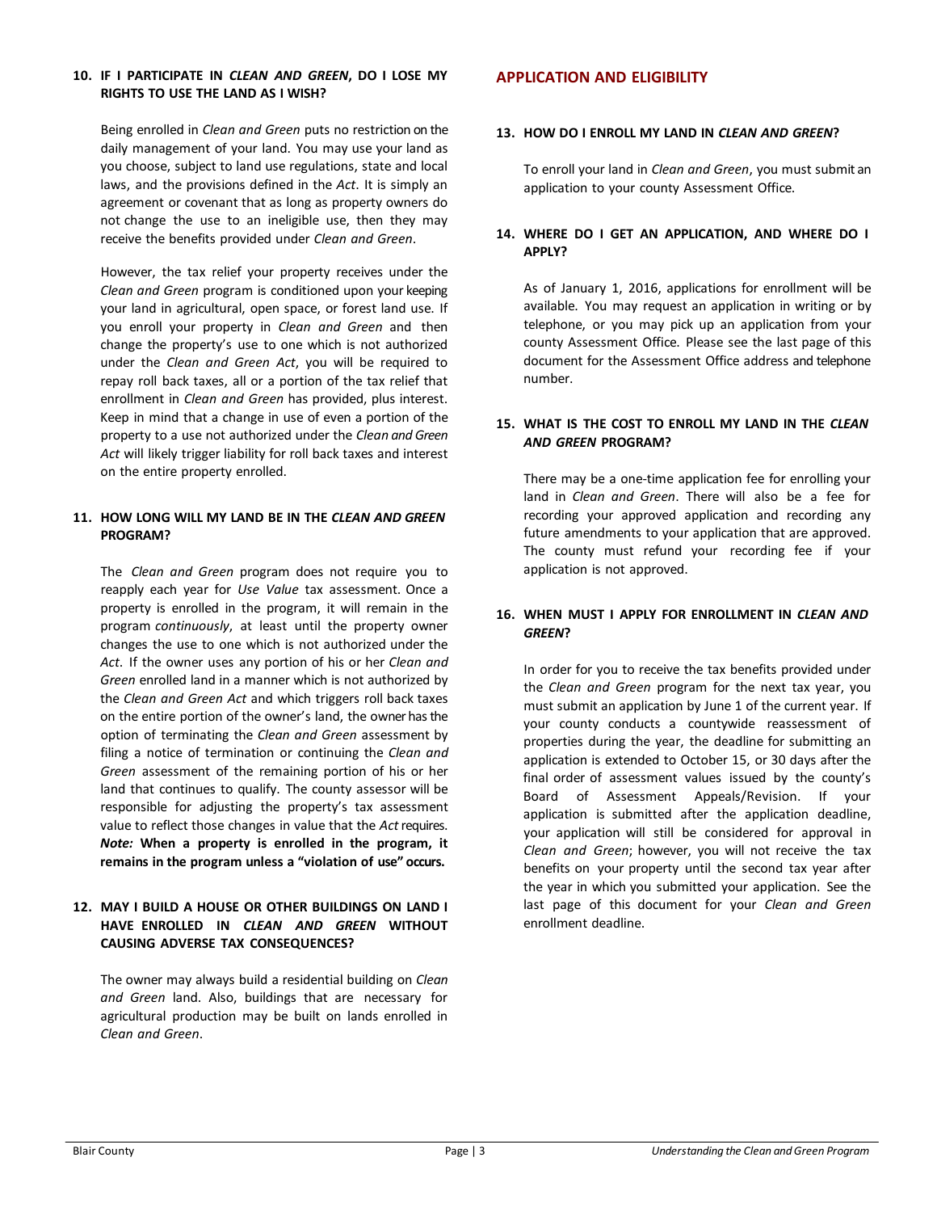**10. IF I PARTICIPATE IN *CLEAN AND GREEN*, DO I LOSE MY RIGHTS TO USE THE LAND AS I WISH?**

Being enrolled in *Clean and Green* puts no restriction on the daily management of your land. You may use your land as you choose, subject to land use regulations, state and local laws, and the provisions defined in the *Act*. It is simply an agreement or covenant that as long as property owners do not change the use to an ineligible use, then they may receive the benefits provided under *Clean and Green*.

However, the tax relief your property receives under the *Clean and Green* program is conditioned upon your keeping your land in agricultural, open space, or forest land use. If you enroll your property in *Clean and Green* and then change the property's use to one which is not authorized under the *Clean and Green Act*, you will be required to repay roll back taxes, all or a portion of the tax relief that enrollment in *Clean and Green* has provided, plus interest. Keep in mind that a change in use of even a portion of the property to a use not authorized under the *Clean and Green Act* will likely trigger liability for roll back taxes and interest on the entire property enrolled.

**11. HOW LONG WILL MY LAND BE IN THE *CLEAN AND GREEN* PROGRAM?**

The *Clean and Green* program does not require you to reapply each year for *Use Value* tax assessment. Once a property is enrolled in the program, it will remain in the program *continuously*, at least until the property owner changes the use to one which is not authorized under the *Act*. If the owner uses any portion of his or her *Clean and Green* enrolled land in a manner which is not authorized by the *Clean and Green Act* and which triggers roll back taxes on the entire portion of the owner's land, the owner has the option of terminating the *Clean and Green* assessment by filing a notice of termination or continuing the *Clean and Green* assessment of the remaining portion of his or her land that continues to qualify. The county assessor will be responsible for adjusting the property's tax assessment value to reflect those changes in value that the *Act* requires. ***Note:* When a property is enrolled in the program, it remains in the program unless a "violation of use" occurs.**

**12. MAY I BUILD A HOUSE OR OTHER BUILDINGS ON LAND I HAVE ENROLLED IN *CLEAN AND GREEN* WITHOUT CAUSING ADVERSE TAX CONSEQUENCES?**

The owner may always build a residential building on *Clean and Green* land. Also, buildings that are necessary for agricultural production may be built on lands enrolled in *Clean and Green*.

## APPLICATION AND ELIGIBILITY

**13. HOW DO I ENROLL MY LAND IN *CLEAN AND GREEN*?**

To enroll your land in *Clean and Green*, you must submit an application to your county Assessment Office.

**14. WHERE DO I GET AN APPLICATION, AND WHERE DO I APPLY?**

As of January 1, 2016, applications for enrollment will be available. You may request an application in writing or by telephone, or you may pick up an application from your county Assessment Office. Please see the last page of this document for the Assessment Office address and telephone number.

**15. WHAT IS THE COST TO ENROLL MY LAND IN THE *CLEAN AND GREEN* PROGRAM?**

There may be a one-time application fee for enrolling your land in *Clean and Green*. There will also be a fee for recording your approved application and recording any future amendments to your application that are approved. The county must refund your recording fee if your application is not approved.

**16. WHEN MUST I APPLY FOR ENROLLMENT IN *CLEAN AND GREEN*?**

In order for you to receive the tax benefits provided under the *Clean and Green* program for the next tax year, you must submit an application by June 1 of the current year. If your county conducts a countywide reassessment of properties during the year, the deadline for submitting an application is extended to October 15, or 30 days after the final order of assessment values issued by the county's Board of Assessment Appeals/Revision. If your application is submitted after the application deadline, your application will still be considered for approval in *Clean and Green*; however, you will not receive the tax benefits on your property until the second tax year after the year in which you submitted your application. See the last page of this document for your *Clean and Green* enrollment deadline.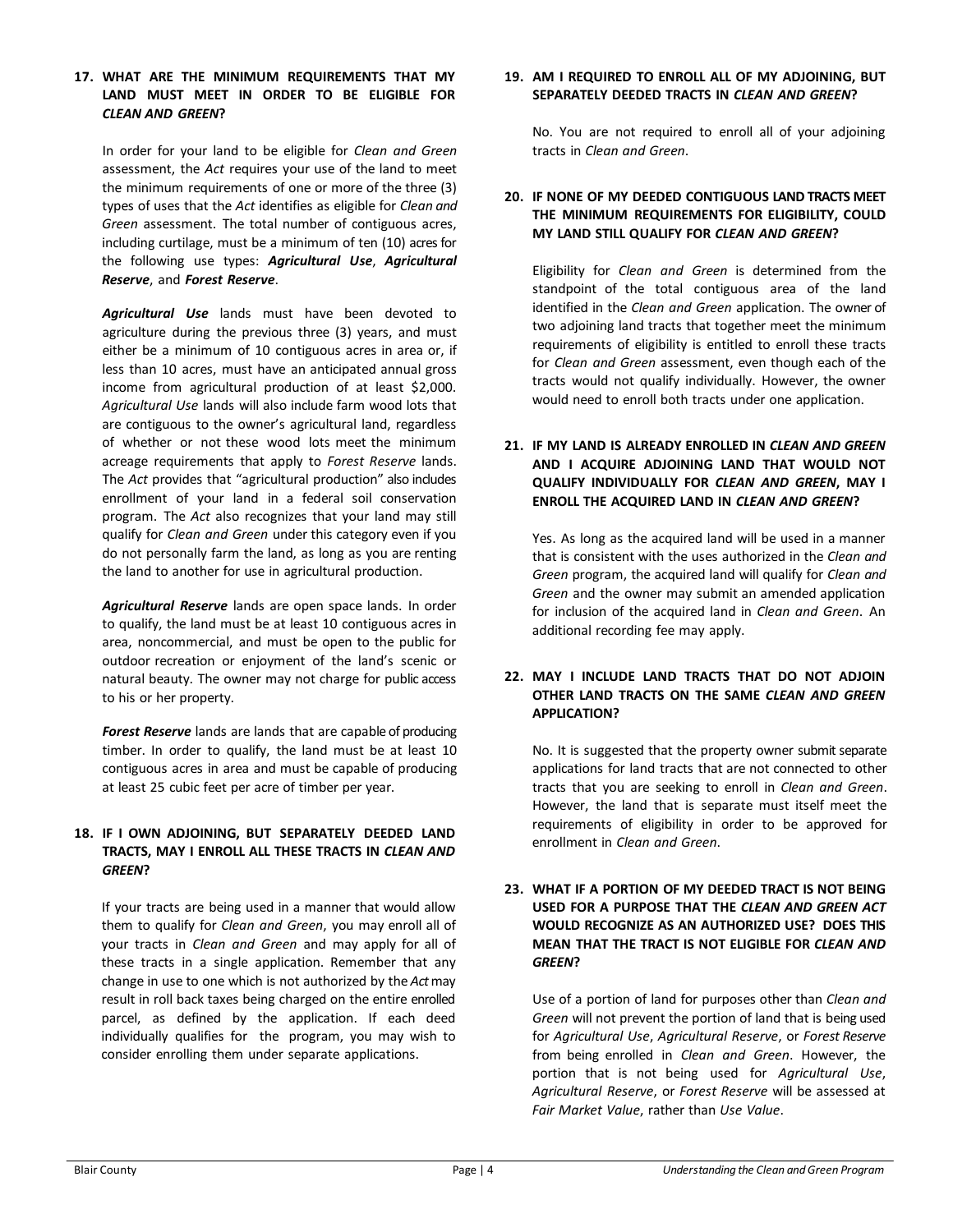### 17. WHAT ARE THE MINIMUM REQUIREMENTS THAT MY LAND MUST MEET IN ORDER TO BE ELIGIBLE FOR *CLEAN AND GREEN*?

In order for your land to be eligible for *Clean and Green* assessment, the *Act* requires your use of the land to meet the minimum requirements of one or more of the three (3) types of uses that the *Act* identifies as eligible for *Clean and Green* assessment. The total number of contiguous acres, including curtilage, must be a minimum of ten (10) acres for the following use types: ***Agricultural Use***, ***Agricultural Reserve***, and ***Forest Reserve***.

***Agricultural Use*** lands must have been devoted to agriculture during the previous three (3) years, and must either be a minimum of 10 contiguous acres in area or, if less than 10 acres, must have an anticipated annual gross income from agricultural production of at least $2,000. *Agricultural Use* lands will also include farm wood lots that are contiguous to the owner's agricultural land, regardless of whether or not these wood lots meet the minimum acreage requirements that apply to *Forest Reserve* lands. The *Act* provides that "agricultural production" also includes enrollment of your land in a federal soil conservation program. The *Act* also recognizes that your land may still qualify for *Clean and Green* under this category even if you do not personally farm the land, as long as you are renting the land to another for use in agricultural production.

***Agricultural Reserve*** lands are open space lands. In order to qualify, the land must be at least 10 contiguous acres in area, noncommercial, and must be open to the public for outdoor recreation or enjoyment of the land's scenic or natural beauty. The owner may not charge for public access to his or her property.

***Forest Reserve*** lands are lands that are capable of producing timber. In order to qualify, the land must be at least 10 contiguous acres in area and must be capable of producing at least 25 cubic feet per acre of timber per year.

### 18. IF I OWN ADJOINING, BUT SEPARATELY DEEDED LAND TRACTS, MAY I ENROLL ALL THESE TRACTS IN *CLEAN AND GREEN*?

If your tracts are being used in a manner that would allow them to qualify for *Clean and Green*, you may enroll all of your tracts in *Clean and Green* and may apply for all of these tracts in a single application. Remember that any change in use to one which is not authorized by the *Act* may result in roll back taxes being charged on the entire enrolled parcel, as defined by the application. If each deed individually qualifies for the program, you may wish to consider enrolling them under separate applications.

### 19. AM I REQUIRED TO ENROLL ALL OF MY ADJOINING, BUT SEPARATELY DEEDED TRACTS IN *CLEAN AND GREEN*?

No. You are not required to enroll all of your adjoining tracts in *Clean and Green*.

### 20. IF NONE OF MY DEEDED CONTIGUOUS LAND TRACTS MEET THE MINIMUM REQUIREMENTS FOR ELIGIBILITY, COULD MY LAND STILL QUALIFY FOR *CLEAN AND GREEN*?

Eligibility for *Clean and Green* is determined from the standpoint of the total contiguous area of the land identified in the *Clean and Green* application. The owner of two adjoining land tracts that together meet the minimum requirements of eligibility is entitled to enroll these tracts for *Clean and Green* assessment, even though each of the tracts would not qualify individually. However, the owner would need to enroll both tracts under one application.

### 21. IF MY LAND IS ALREADY ENROLLED IN *CLEAN AND GREEN* AND I ACQUIRE ADJOINING LAND THAT WOULD NOT QUALIFY INDIVIDUALLY FOR *CLEAN AND GREEN*, MAY I ENROLL THE ACQUIRED LAND IN *CLEAN AND GREEN*?

Yes. As long as the acquired land will be used in a manner that is consistent with the uses authorized in the *Clean and Green* program, the acquired land will qualify for *Clean and Green* and the owner may submit an amended application for inclusion of the acquired land in *Clean and Green*. An additional recording fee may apply.

### 22. MAY I INCLUDE LAND TRACTS THAT DO NOT ADJOIN OTHER LAND TRACTS ON THE SAME *CLEAN AND GREEN* APPLICATION?

No. It is suggested that the property owner submit separate applications for land tracts that are not connected to other tracts that you are seeking to enroll in *Clean and Green*. However, the land that is separate must itself meet the requirements of eligibility in order to be approved for enrollment in *Clean and Green*.

### 23. WHAT IF A PORTION OF MY DEEDED TRACT IS NOT BEING USED FOR A PURPOSE THAT THE *CLEAN AND GREEN ACT* WOULD RECOGNIZE AS AN AUTHORIZED USE? DOES THIS MEAN THAT THE TRACT IS NOT ELIGIBLE FOR *CLEAN AND GREEN*?

Use of a portion of land for purposes other than *Clean and Green* will not prevent the portion of land that is being used for *Agricultural Use*, *Agricultural Reserve*, or *Forest Reserve* from being enrolled in *Clean and Green*. However, the portion that is not being used for *Agricultural Use*, *Agricultural Reserve*, or *Forest Reserve* will be assessed at *Fair Market Value*, rather than *Use Value*.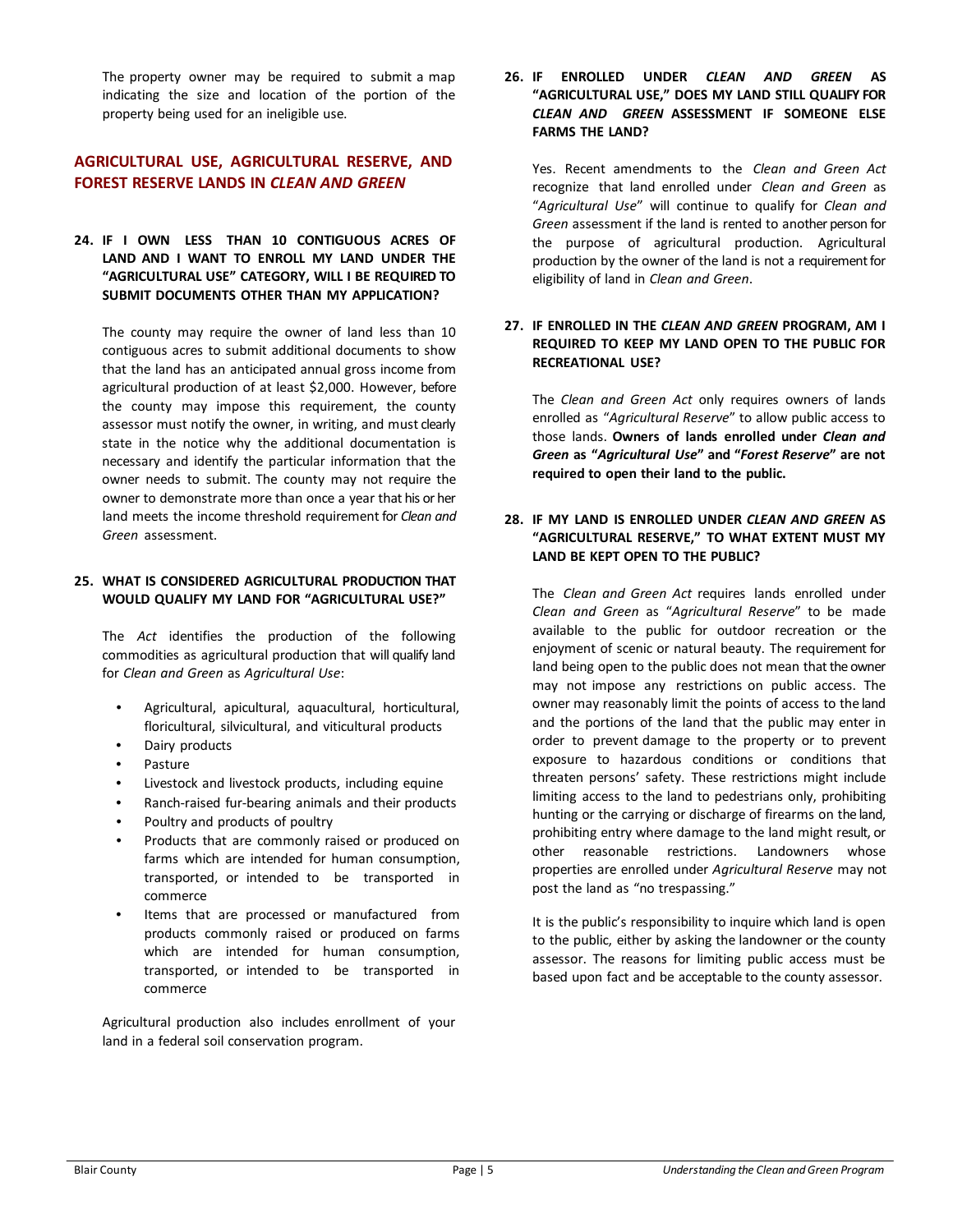The property owner may be required to submit a map indicating the size and location of the portion of the property being used for an ineligible use.

## AGRICULTURAL USE, AGRICULTURAL RESERVE, AND FOREST RESERVE LANDS IN *CLEAN AND GREEN*

### 24. IF I OWN LESS THAN 10 CONTIGUOUS ACRES OF LAND AND I WANT TO ENROLL MY LAND UNDER THE "AGRICULTURAL USE" CATEGORY, WILL I BE REQUIRED TO SUBMIT DOCUMENTS OTHER THAN MY APPLICATION?

The county may require the owner of land less than 10 contiguous acres to submit additional documents to show that the land has an anticipated annual gross income from agricultural production of at least $2,000. However, before the county may impose this requirement, the county assessor must notify the owner, in writing, and must clearly state in the notice why the additional documentation is necessary and identify the particular information that the owner needs to submit. The county may not require the owner to demonstrate more than once a year that his or her land meets the income threshold requirement for *Clean and Green* assessment.

### 25. WHAT IS CONSIDERED AGRICULTURAL PRODUCTION THAT WOULD QUALIFY MY LAND FOR "AGRICULTURAL USE?"

The *Act* identifies the production of the following commodities as agricultural production that will qualify land for *Clean and Green* as *Agricultural Use*:

- Agricultural, apicultural, aquacultural, horticultural, floricultural, silvicultural, and viticultural products
- Dairy products
- Pasture
- Livestock and livestock products, including equine
- Ranch-raised fur-bearing animals and their products
- Poultry and products of poultry
- Products that are commonly raised or produced on farms which are intended for human consumption, transported, or intended to be transported in commerce
- Items that are processed or manufactured from products commonly raised or produced on farms which are intended for human consumption, transported, or intended to be transported in commerce

Agricultural production also includes enrollment of your land in a federal soil conservation program.

### 26. IF ENROLLED UNDER *CLEAN AND GREEN* AS "AGRICULTURAL USE," DOES MY LAND STILL QUALIFY FOR *CLEAN AND GREEN* ASSESSMENT IF SOMEONE ELSE FARMS THE LAND?

Yes. Recent amendments to the *Clean and Green Act* recognize that land enrolled under *Clean and Green* as "*Agricultural Use*" will continue to qualify for *Clean and Green* assessment if the land is rented to another person for the purpose of agricultural production. Agricultural production by the owner of the land is not a requirement for eligibility of land in *Clean and Green*.

### 27. IF ENROLLED IN THE *CLEAN AND GREEN* PROGRAM, AM I REQUIRED TO KEEP MY LAND OPEN TO THE PUBLIC FOR RECREATIONAL USE?

The *Clean and Green Act* only requires owners of lands enrolled as "*Agricultural Reserve*" to allow public access to those lands. **Owners of lands enrolled under *Clean and Green* as "*Agricultural Use*" and "*Forest Reserve*" are not required to open their land to the public.**

### 28. IF MY LAND IS ENROLLED UNDER *CLEAN AND GREEN* AS "AGRICULTURAL RESERVE," TO WHAT EXTENT MUST MY LAND BE KEPT OPEN TO THE PUBLIC?

The *Clean and Green Act* requires lands enrolled under *Clean and Green* as "*Agricultural Reserve*" to be made available to the public for outdoor recreation or the enjoyment of scenic or natural beauty. The requirement for land being open to the public does not mean that the owner may not impose any restrictions on public access. The owner may reasonably limit the points of access to the land and the portions of the land that the public may enter in order to prevent damage to the property or to prevent exposure to hazardous conditions or conditions that threaten persons' safety. These restrictions might include limiting access to the land to pedestrians only, prohibiting hunting or the carrying or discharge of firearms on the land, prohibiting entry where damage to the land might result, or other reasonable restrictions. Landowners whose properties are enrolled under *Agricultural Reserve* may not post the land as "no trespassing."

It is the public's responsibility to inquire which land is open to the public, either by asking the landowner or the county assessor. The reasons for limiting public access must be based upon fact and be acceptable to the county assessor.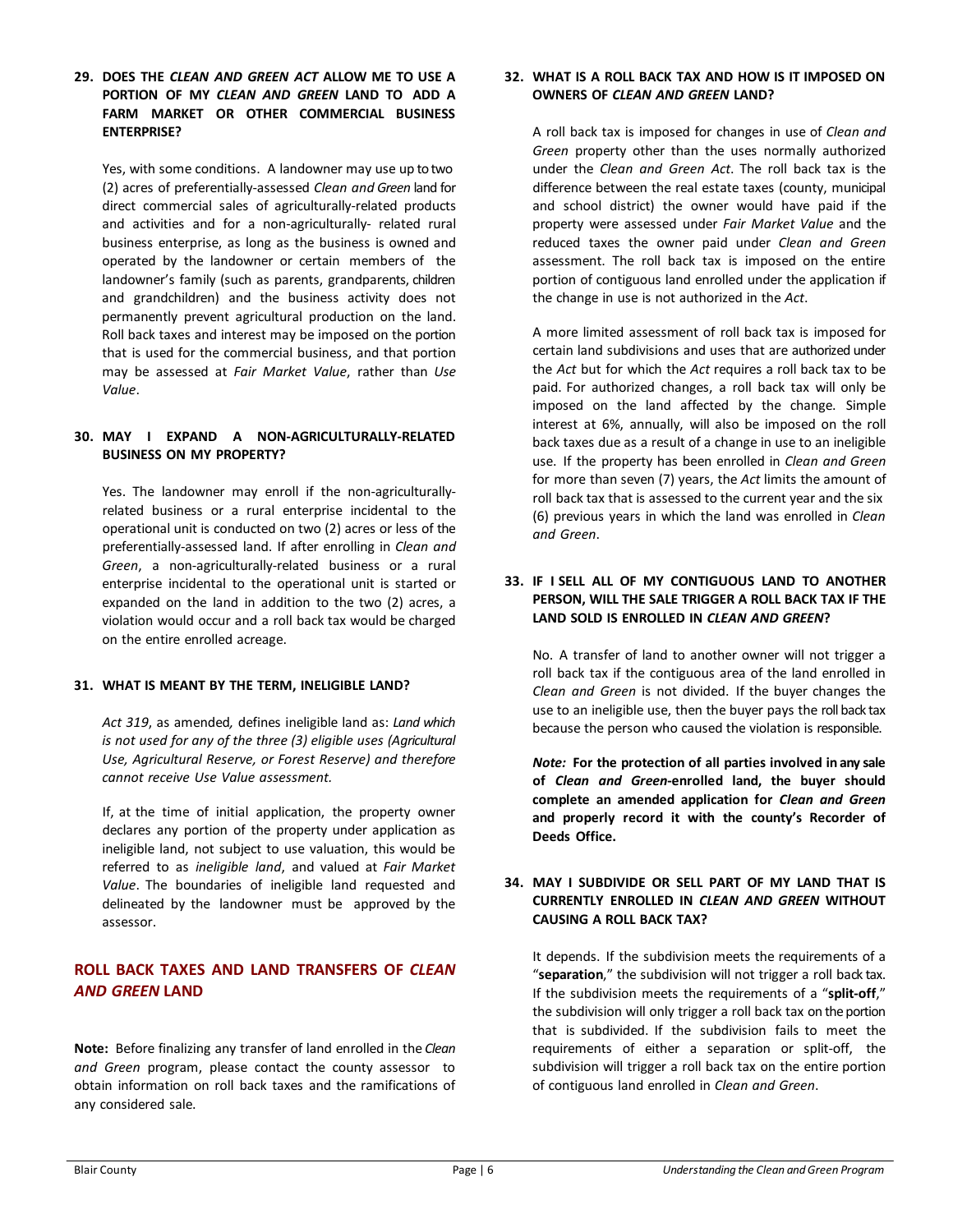**29. DOES THE *CLEAN AND GREEN ACT* ALLOW ME TO USE A PORTION OF MY *CLEAN AND GREEN* LAND TO ADD A FARM MARKET OR OTHER COMMERCIAL BUSINESS ENTERPRISE?**

Yes, with some conditions. A landowner may use up to two (2) acres of preferentially-assessed *Clean and Green* land for direct commercial sales of agriculturally-related products and activities and for a non-agriculturally- related rural business enterprise, as long as the business is owned and operated by the landowner or certain members of the landowner's family (such as parents, grandparents, children and grandchildren) and the business activity does not permanently prevent agricultural production on the land. Roll back taxes and interest may be imposed on the portion that is used for the commercial business, and that portion may be assessed at *Fair Market Value*, rather than *Use Value*.

**30. MAY I EXPAND A NON-AGRICULTURALLY-RELATED BUSINESS ON MY PROPERTY?**

Yes. The landowner may enroll if the non-agriculturally-related business or a rural enterprise incidental to the operational unit is conducted on two (2) acres or less of the preferentially-assessed land. If after enrolling in *Clean and Green*, a non-agriculturally-related business or a rural enterprise incidental to the operational unit is started or expanded on the land in addition to the two (2) acres, a violation would occur and a roll back tax would be charged on the entire enrolled acreage.

**31. WHAT IS MEANT BY THE TERM, INELIGIBLE LAND?**

*Act 319*, as amended, defines ineligible land as: *Land which is not used for any of the three (3) eligible uses (Agricultural Use, Agricultural Reserve, or Forest Reserve) and therefore cannot receive Use Value assessment.*

If, at the time of initial application, the property owner declares any portion of the property under application as ineligible land, not subject to use valuation, this would be referred to as *ineligible land*, and valued at *Fair Market Value*. The boundaries of ineligible land requested and delineated by the landowner must be approved by the assessor.

## ROLL BACK TAXES AND LAND TRANSFERS OF *CLEAN AND GREEN* LAND

**Note:** Before finalizing any transfer of land enrolled in the *Clean and Green* program, please contact the county assessor to obtain information on roll back taxes and the ramifications of any considered sale.

**32. WHAT IS A ROLL BACK TAX AND HOW IS IT IMPOSED ON OWNERS OF *CLEAN AND GREEN* LAND?**

A roll back tax is imposed for changes in use of *Clean and Green* property other than the uses normally authorized under the *Clean and Green Act*. The roll back tax is the difference between the real estate taxes (county, municipal and school district) the owner would have paid if the property were assessed under *Fair Market Value* and the reduced taxes the owner paid under *Clean and Green* assessment. The roll back tax is imposed on the entire portion of contiguous land enrolled under the application if the change in use is not authorized in the *Act*.

A more limited assessment of roll back tax is imposed for certain land subdivisions and uses that are authorized under the *Act* but for which the *Act* requires a roll back tax to be paid. For authorized changes, a roll back tax will only be imposed on the land affected by the change. Simple interest at 6%, annually, will also be imposed on the roll back taxes due as a result of a change in use to an ineligible use. If the property has been enrolled in *Clean and Green* for more than seven (7) years, the *Act* limits the amount of roll back tax that is assessed to the current year and the six (6) previous years in which the land was enrolled in *Clean and Green*.

**33. IF I SELL ALL OF MY CONTIGUOUS LAND TO ANOTHER PERSON, WILL THE SALE TRIGGER A ROLL BACK TAX IF THE LAND SOLD IS ENROLLED IN *CLEAN AND GREEN*?**

No. A transfer of land to another owner will not trigger a roll back tax if the contiguous area of the land enrolled in *Clean and Green* is not divided. If the buyer changes the use to an ineligible use, then the buyer pays the roll back tax because the person who caused the violation is responsible.

***Note:*** **For the protection of all parties involved in any sale of *Clean and Green*-enrolled land, the buyer should complete an amended application for *Clean and Green* and properly record it with the county's Recorder of Deeds Office.**

**34. MAY I SUBDIVIDE OR SELL PART OF MY LAND THAT IS CURRENTLY ENROLLED IN *CLEAN AND GREEN* WITHOUT CAUSING A ROLL BACK TAX?**

It depends. If the subdivision meets the requirements of a "**separation**," the subdivision will not trigger a roll back tax. If the subdivision meets the requirements of a "**split-off**," the subdivision will only trigger a roll back tax on the portion that is subdivided. If the subdivision fails to meet the requirements of either a separation or split-off, the subdivision will trigger a roll back tax on the entire portion of contiguous land enrolled in *Clean and Green*.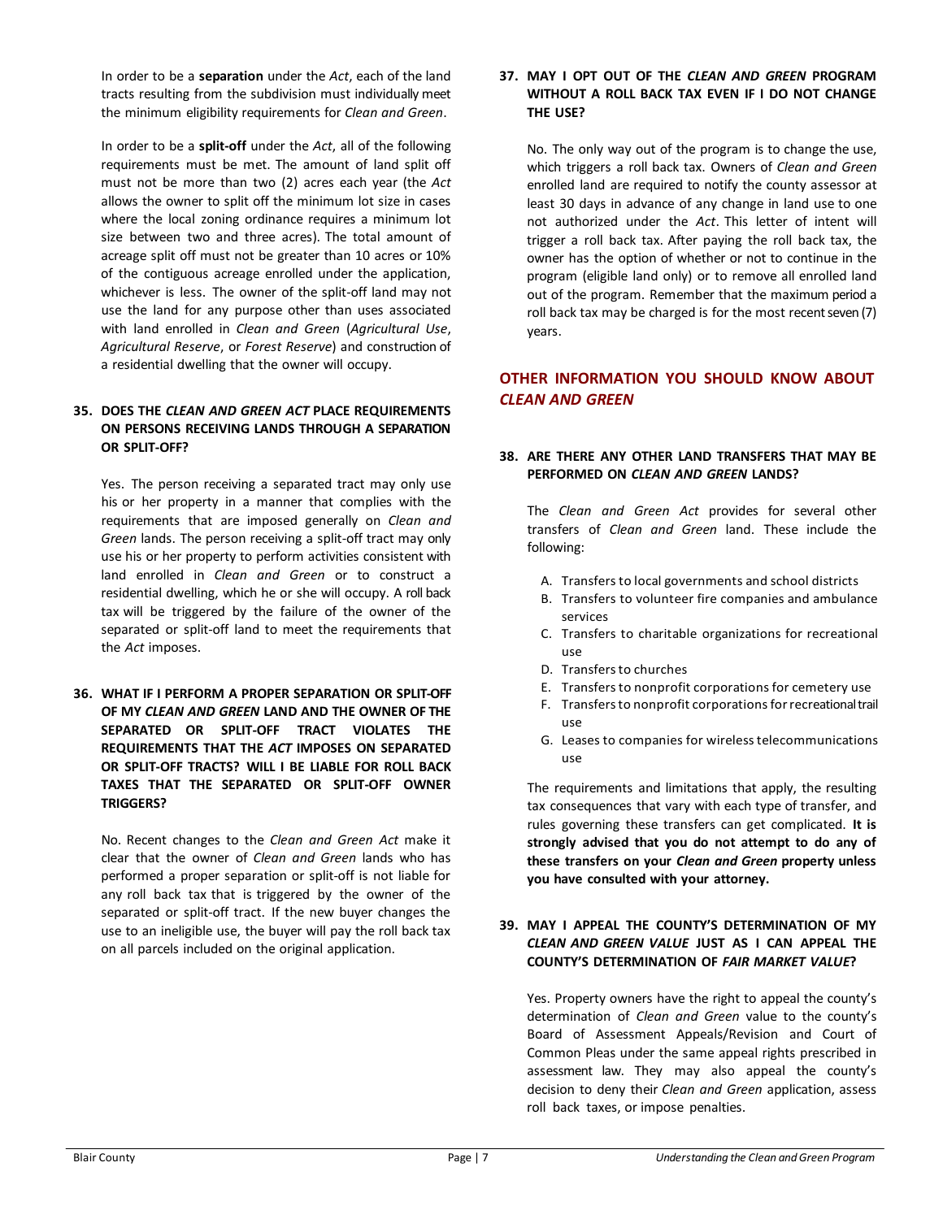In order to be a **separation** under the *Act*, each of the land tracts resulting from the subdivision must individually meet the minimum eligibility requirements for *Clean and Green*.

In order to be a **split-off** under the *Act*, all of the following requirements must be met. The amount of land split off must not be more than two (2) acres each year (the *Act* allows the owner to split off the minimum lot size in cases where the local zoning ordinance requires a minimum lot size between two and three acres). The total amount of acreage split off must not be greater than 10 acres or 10% of the contiguous acreage enrolled under the application, whichever is less. The owner of the split-off land may not use the land for any purpose other than uses associated with land enrolled in *Clean and Green* (*Agricultural Use*, *Agricultural Reserve*, or *Forest Reserve*) and construction of a residential dwelling that the owner will occupy.

### 35. DOES THE *CLEAN AND GREEN ACT* PLACE REQUIREMENTS ON PERSONS RECEIVING LANDS THROUGH A SEPARATION OR SPLIT-OFF?

Yes. The person receiving a separated tract may only use his or her property in a manner that complies with the requirements that are imposed generally on *Clean and Green* lands. The person receiving a split-off tract may only use his or her property to perform activities consistent with land enrolled in *Clean and Green* or to construct a residential dwelling, which he or she will occupy. A roll back tax will be triggered by the failure of the owner of the separated or split-off land to meet the requirements that the *Act* imposes.

### 36. WHAT IF I PERFORM A PROPER SEPARATION OR SPLIT-OFF OF MY *CLEAN AND GREEN* LAND AND THE OWNER OF THE SEPARATED OR SPLIT-OFF TRACT VIOLATES THE REQUIREMENTS THAT THE *ACT* IMPOSES ON SEPARATED OR SPLIT-OFF TRACTS? WILL I BE LIABLE FOR ROLL BACK TAXES THAT THE SEPARATED OR SPLIT-OFF OWNER TRIGGERS?

No. Recent changes to the *Clean and Green Act* make it clear that the owner of *Clean and Green* lands who has performed a proper separation or split-off is not liable for any roll back tax that is triggered by the owner of the separated or split-off tract. If the new buyer changes the use to an ineligible use, the buyer will pay the roll back tax on all parcels included on the original application.

### 37. MAY I OPT OUT OF THE *CLEAN AND GREEN* PROGRAM WITHOUT A ROLL BACK TAX EVEN IF I DO NOT CHANGE THE USE?

No. The only way out of the program is to change the use, which triggers a roll back tax. Owners of *Clean and Green* enrolled land are required to notify the county assessor at least 30 days in advance of any change in land use to one not authorized under the *Act*. This letter of intent will trigger a roll back tax. After paying the roll back tax, the owner has the option of whether or not to continue in the program (eligible land only) or to remove all enrolled land out of the program. Remember that the maximum period a roll back tax may be charged is for the most recent seven (7) years.

## OTHER INFORMATION YOU SHOULD KNOW ABOUT *CLEAN AND GREEN*

### 38. ARE THERE ANY OTHER LAND TRANSFERS THAT MAY BE PERFORMED ON *CLEAN AND GREEN* LANDS?

The *Clean and Green Act* provides for several other transfers of *Clean and Green* land. These include the following:

A. Transfers to local governments and school districts
B. Transfers to volunteer fire companies and ambulance services
C. Transfers to charitable organizations for recreational use
D. Transfers to churches
E. Transfers to nonprofit corporations for cemetery use
F. Transfers to nonprofit corporations for recreational trail use
G. Leases to companies for wireless telecommunications use

The requirements and limitations that apply, the resulting tax consequences that vary with each type of transfer, and rules governing these transfers can get complicated. **It is strongly advised that you do not attempt to do any of these transfers on your *Clean and Green* property unless you have consulted with your attorney.**

### 39. MAY I APPEAL THE COUNTY'S DETERMINATION OF MY *CLEAN AND GREEN VALUE* JUST AS I CAN APPEAL THE COUNTY'S DETERMINATION OF *FAIR MARKET VALUE*?

Yes. Property owners have the right to appeal the county's determination of *Clean and Green* value to the county's Board of Assessment Appeals/Revision and Court of Common Pleas under the same appeal rights prescribed in assessment law. They may also appeal the county's decision to deny their *Clean and Green* application, assess roll back taxes, or impose penalties.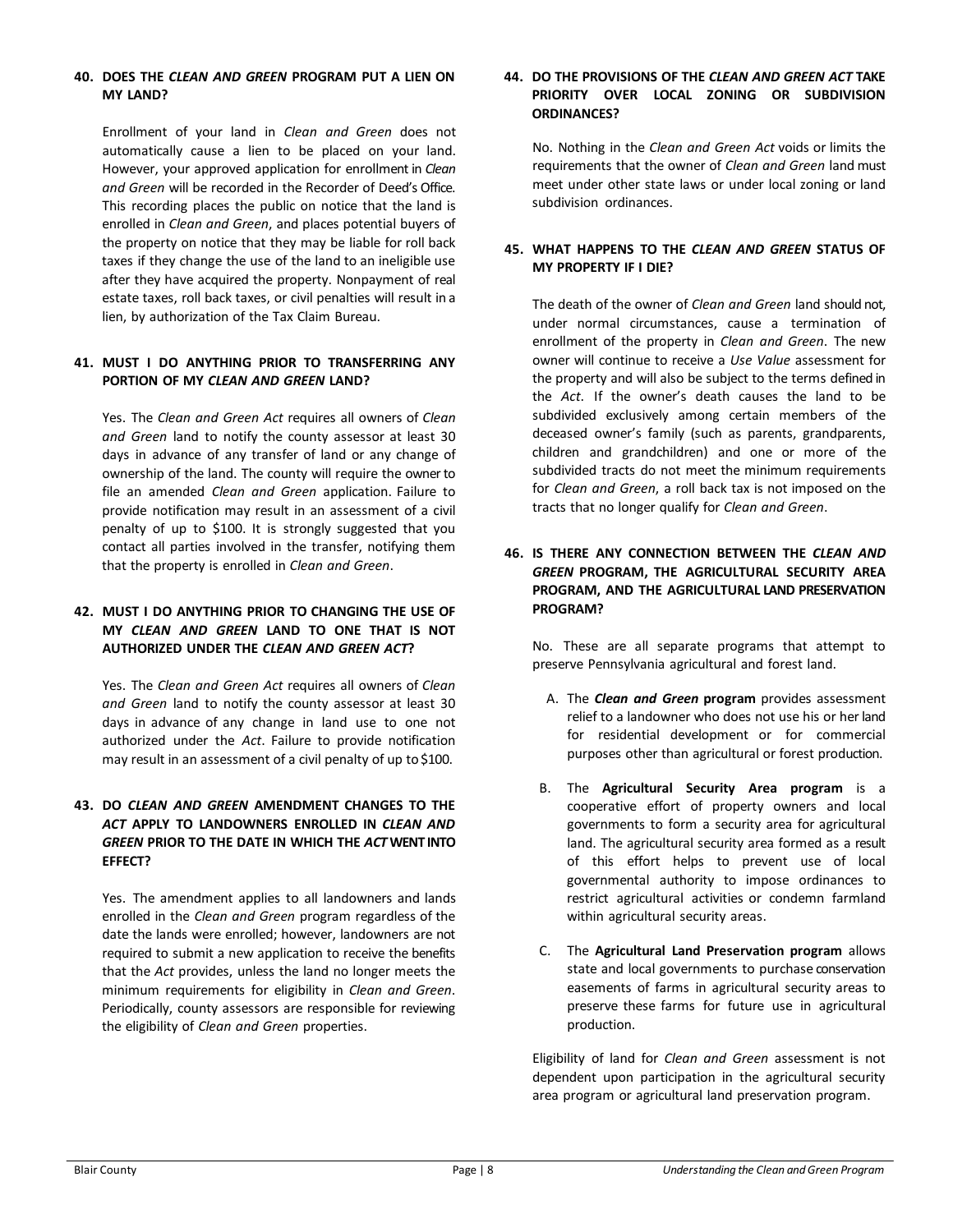### 40. DOES THE *CLEAN AND GREEN* PROGRAM PUT A LIEN ON MY LAND?

Enrollment of your land in *Clean and Green* does not automatically cause a lien to be placed on your land. However, your approved application for enrollment in *Clean and Green* will be recorded in the Recorder of Deed's Office. This recording places the public on notice that the land is enrolled in *Clean and Green*, and places potential buyers of the property on notice that they may be liable for roll back taxes if they change the use of the land to an ineligible use after they have acquired the property. Nonpayment of real estate taxes, roll back taxes, or civil penalties will result in a lien, by authorization of the Tax Claim Bureau.

### 41. MUST I DO ANYTHING PRIOR TO TRANSFERRING ANY PORTION OF MY *CLEAN AND GREEN* LAND?

Yes. The *Clean and Green Act* requires all owners of *Clean and Green* land to notify the county assessor at least 30 days in advance of any transfer of land or any change of ownership of the land. The county will require the owner to file an amended *Clean and Green* application. Failure to provide notification may result in an assessment of a civil penalty of up to $100. It is strongly suggested that you contact all parties involved in the transfer, notifying them that the property is enrolled in *Clean and Green*.

### 42. MUST I DO ANYTHING PRIOR TO CHANGING THE USE OF MY *CLEAN AND GREEN* LAND TO ONE THAT IS NOT AUTHORIZED UNDER THE *CLEAN AND GREEN ACT*?

Yes. The *Clean and Green Act* requires all owners of *Clean and Green* land to notify the county assessor at least 30 days in advance of any change in land use to one not authorized under the *Act*. Failure to provide notification may result in an assessment of a civil penalty of up to $100.

### 43. DO *CLEAN AND GREEN* AMENDMENT CHANGES TO THE *ACT* APPLY TO LANDOWNERS ENROLLED IN *CLEAN AND GREEN* PRIOR TO THE DATE IN WHICH THE *ACT* WENT INTO EFFECT?

Yes. The amendment applies to all landowners and lands enrolled in the *Clean and Green* program regardless of the date the lands were enrolled; however, landowners are not required to submit a new application to receive the benefits that the *Act* provides, unless the land no longer meets the minimum requirements for eligibility in *Clean and Green*. Periodically, county assessors are responsible for reviewing the eligibility of *Clean and Green* properties.

### 44. DO THE PROVISIONS OF THE *CLEAN AND GREEN ACT* TAKE PRIORITY OVER LOCAL ZONING OR SUBDIVISION ORDINANCES?

No. Nothing in the *Clean and Green Act* voids or limits the requirements that the owner of *Clean and Green* land must meet under other state laws or under local zoning or land subdivision ordinances.

### 45. WHAT HAPPENS TO THE *CLEAN AND GREEN* STATUS OF MY PROPERTY IF I DIE?

The death of the owner of *Clean and Green* land should not, under normal circumstances, cause a termination of enrollment of the property in *Clean and Green*. The new owner will continue to receive a *Use Value* assessment for the property and will also be subject to the terms defined in the *Act*. If the owner's death causes the land to be subdivided exclusively among certain members of the deceased owner's family (such as parents, grandparents, children and grandchildren) and one or more of the subdivided tracts do not meet the minimum requirements for *Clean and Green*, a roll back tax is not imposed on the tracts that no longer qualify for *Clean and Green*.

### 46. IS THERE ANY CONNECTION BETWEEN THE *CLEAN AND GREEN* PROGRAM, THE AGRICULTURAL SECURITY AREA PROGRAM, AND THE AGRICULTURAL LAND PRESERVATION PROGRAM?

No. These are all separate programs that attempt to preserve Pennsylvania agricultural and forest land.

A. The ***Clean and Green* program** provides assessment relief to a landowner who does not use his or her land for residential development or for commercial purposes other than agricultural or forest production.

B. The **Agricultural Security Area program** is a cooperative effort of property owners and local governments to form a security area for agricultural land. The agricultural security area formed as a result of this effort helps to prevent use of local governmental authority to impose ordinances to restrict agricultural activities or condemn farmland within agricultural security areas.

C. The **Agricultural Land Preservation program** allows state and local governments to purchase conservation easements of farms in agricultural security areas to preserve these farms for future use in agricultural production.

Eligibility of land for *Clean and Green* assessment is not dependent upon participation in the agricultural security area program or agricultural land preservation program.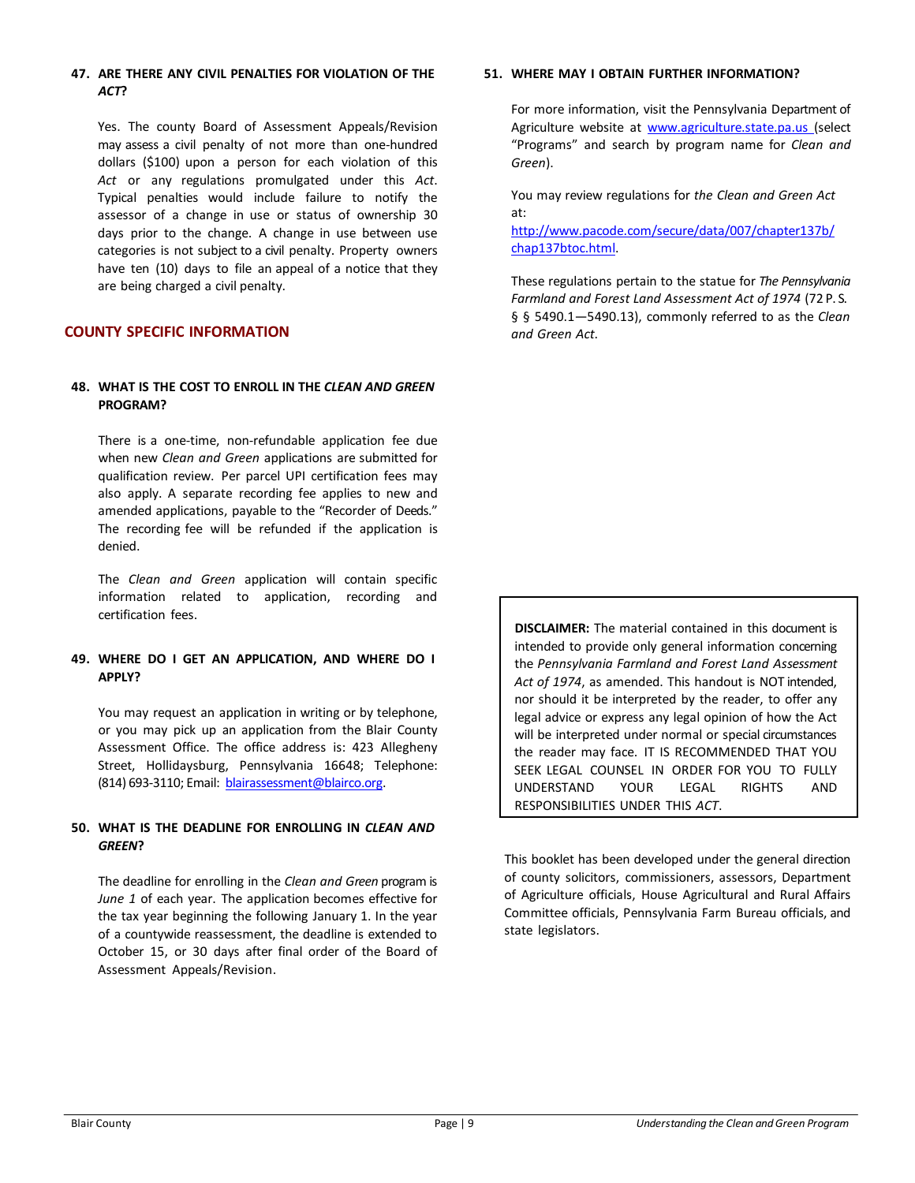**47. ARE THERE ANY CIVIL PENALTIES FOR VIOLATION OF THE *ACT*?**

Yes. The county Board of Assessment Appeals/Revision may assess a civil penalty of not more than one-hundred dollars ($100) upon a person for each violation of this *Act* or any regulations promulgated under this *Act*. Typical penalties would include failure to notify the assessor of a change in use or status of ownership 30 days prior to the change. A change in use between use categories is not subject to a civil penalty. Property owners have ten (10) days to file an appeal of a notice that they are being charged a civil penalty.

## COUNTY SPECIFIC INFORMATION

**48. WHAT IS THE COST TO ENROLL IN THE *CLEAN AND GREEN* PROGRAM?**

There is a one-time, non-refundable application fee due when new *Clean and Green* applications are submitted for qualification review. Per parcel UPI certification fees may also apply. A separate recording fee applies to new and amended applications, payable to the "Recorder of Deeds." The recording fee will be refunded if the application is denied.

The *Clean and Green* application will contain specific information related to application, recording and certification fees.

**49. WHERE DO I GET AN APPLICATION, AND WHERE DO I APPLY?**

You may request an application in writing or by telephone, or you may pick up an application from the Blair County Assessment Office. The office address is: 423 Allegheny Street, Hollidaysburg, Pennsylvania 16648; Telephone: (814) 693-3110; Email: blairassessment@blairco.org.

**50. WHAT IS THE DEADLINE FOR ENROLLING IN *CLEAN AND GREEN*?**

The deadline for enrolling in the *Clean and Green* program is *June 1* of each year. The application becomes effective for the tax year beginning the following January 1. In the year of a countywide reassessment, the deadline is extended to October 15, or 30 days after final order of the Board of Assessment Appeals/Revision.

**51. WHERE MAY I OBTAIN FURTHER INFORMATION?**

For more information, visit the Pennsylvania Department of Agriculture website at www.agriculture.state.pa.us (select "Programs" and search by program name for *Clean and Green*).

You may review regulations for *the Clean and Green Act* at:
http://www.pacode.com/secure/data/007/chapter137b/chap137btoc.html.

These regulations pertain to the statue for *The Pennsylvania Farmland and Forest Land Assessment Act of 1974* (72 P. S. § § 5490.1—5490.13), commonly referred to as the *Clean and Green Act*.

**DISCLAIMER:** The material contained in this document is intended to provide only general information concerning the *Pennsylvania Farmland and Forest Land Assessment Act of 1974*, as amended. This handout is NOT intended, nor should it be interpreted by the reader, to offer any legal advice or express any legal opinion of how the Act will be interpreted under normal or special circumstances the reader may face. IT IS RECOMMENDED THAT YOU SEEK LEGAL COUNSEL IN ORDER FOR YOU TO FULLY UNDERSTAND YOUR LEGAL RIGHTS AND RESPONSIBILITIES UNDER THIS *ACT*.

This booklet has been developed under the general direction of county solicitors, commissioners, assessors, Department of Agriculture officials, House Agricultural and Rural Affairs Committee officials, Pennsylvania Farm Bureau officials, and state legislators.